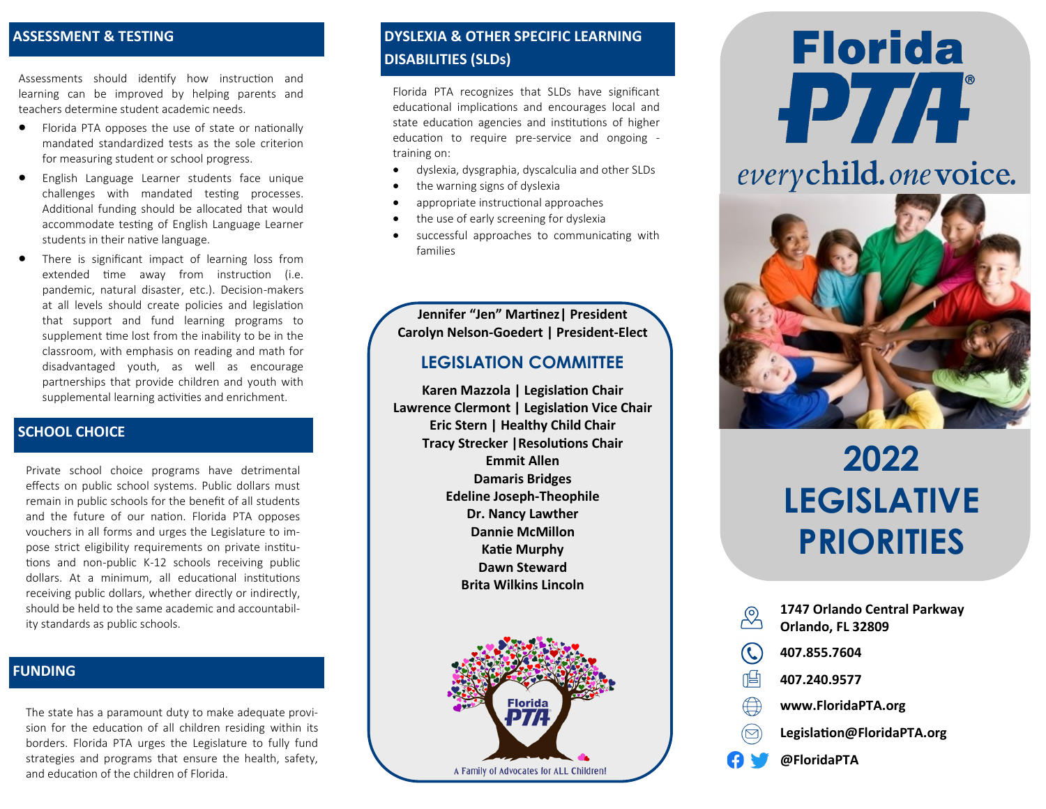## ASSESSMENT & TESTING

Assessments should identify how instruction and learning can be improved by helping parents and teachers determine student academic needs.

- Florida PTA opposes the use of state or nationally mandated standardized tests as the sole criterion for measuring student or school progress.
- English Language Learner students face unique challenges with mandated testing processes. Additional funding should be allocated that would accommodate testing of English Language Learner students in their native language.
- There is significant impact of learning loss from extended time away from instruction (i.e. pandemic, natural disaster, etc.). Decision-makers at all levels should create policies and legislation that support and fund learning programs to supplement time lost from the inability to be in the classroom, with emphasis on reading and math for disadvantaged youth, as well as encourage partnerships that provide children and youth with supplemental learning activities and enrichment.

## SCHOOL CHOICE

Private school choice programs have detrimental effects on public school systems. Public dollars must remain in public schools for the benefit of all students and the future of our nation. Florida PTA opposes vouchers in all forms and urges the Legislature to impose strict eligibility requirements on private institutions and non-public K-12 schools receiving public dollars. At a minimum, all educational institutions receiving public dollars, whether directly or indirectly, should be held to the same academic and accountability standards as public schools.

## FUNDING

The state has a paramount duty to make adequate provision for the education of all children residing within its borders. Florida PTA urges the Legislature to fully fund strategies and programs that ensure the health, safety, and education of the children of Florida.

## DYSLEXIA & OTHER SPECIFIC LEARNING DISABILITIES (SLDs)

Florida PTA recognizes that SLDs have significant educational implications and encourages local and state education agencies and institutions of higher education to require pre-service and ongoing -training on:

- dyslexia, dysgraphia, dyscalculia and other SLDs
- the warning signs of dyslexia
- appropriate instructional approaches
- the use of early screening for dyslexia
- successful approaches to communicating with families

**Jennifer "Jen" Martinez| President**
**Carolyn Nelson-Goedert | President-Elect**

### LEGISLATION COMMITTEE

**Karen Mazzola | Legislation Chair**
**Lawrence Clermont | Legislation Vice Chair**
**Eric Stern | Healthy Child Chair**
**Tracy Strecker |Resolutions Chair**
**Emmit Allen**
**Damaris Bridges**
**Edeline Joseph-Theophile**
**Dr. Nancy Lawther**
**Dannie McMillon**
**Katie Murphy**
**Dawn Steward**
**Brita Wilkins Lincoln**

Florida PTA
A Family of Advocates for ALL Children!

# Florida PTA

*every* child. *one* voice.

# 2022 LEGISLATIVE PRIORITIES

**1747 Orlando Central Parkway**
**Orlando, FL 32809**

**407.855.7604**

**407.240.9577**

**www.FloridaPTA.org**

**Legislation@FloridaPTA.org**

**@FloridaPTA**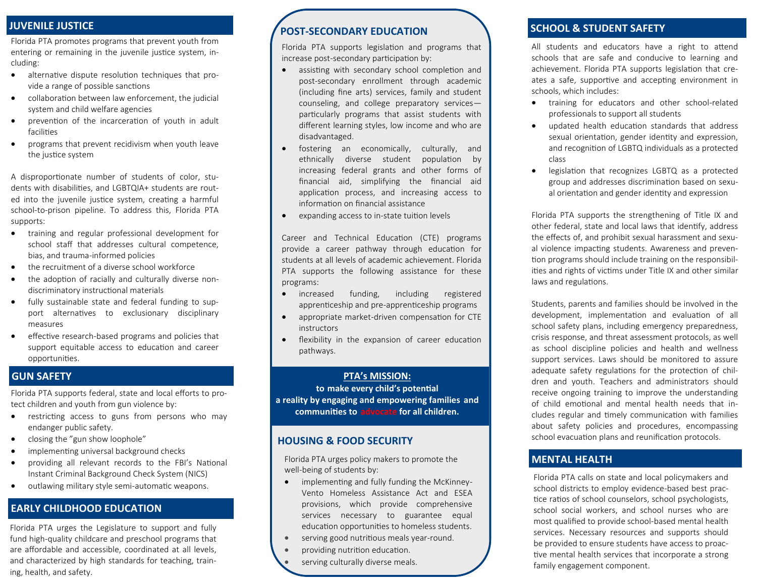## JUVENILE JUSTICE

Florida PTA promotes programs that prevent youth from entering or remaining in the juvenile justice system, including:

- alternative dispute resolution techniques that provide a range of possible sanctions
- collaboration between law enforcement, the judicial system and child welfare agencies
- prevention of the incarceration of youth in adult facilities
- programs that prevent recidivism when youth leave the justice system

A disproportionate number of students of color, students with disabilities, and LGBTQIA+ students are routed into the juvenile justice system, creating a harmful school-to-prison pipeline. To address this, Florida PTA supports:

- training and regular professional development for school staff that addresses cultural competence, bias, and trauma-informed policies
- the recruitment of a diverse school workforce
- the adoption of racially and culturally diverse non-discriminatory instructional materials
- fully sustainable state and federal funding to support alternatives to exclusionary disciplinary measures
- effective research-based programs and policies that support equitable access to education and career opportunities.

## GUN SAFETY

Florida PTA supports federal, state and local efforts to protect children and youth from gun violence by:

- restricting access to guns from persons who may endanger public safety.
- closing the "gun show loophole"
- implementing universal background checks
- providing all relevant records to the FBI's National Instant Criminal Background Check System (NICS)
- outlawing military style semi-automatic weapons.

## EARLY CHILDHOOD EDUCATION

Florida PTA urges the Legislature to support and fully fund high-quality childcare and preschool programs that are affordable and accessible, coordinated at all levels, and characterized by high standards for teaching, training, health, and safety.

## POST-SECONDARY EDUCATION

Florida PTA supports legislation and programs that increase post-secondary participation by:

- assisting with secondary school completion and post-secondary enrollment through academic (including fine arts) services, family and student counseling, and college preparatory services—particularly programs that assist students with different learning styles, low income and who are disadvantaged.
- fostering an economically, culturally, and ethnically diverse student population by increasing federal grants and other forms of financial aid, simplifying the financial aid application process, and increasing access to information on financial assistance
- expanding access to in-state tuition levels

Career and Technical Education (CTE) programs provide a career pathway through education for students at all levels of academic achievement. Florida PTA supports the following assistance for these programs:

- increased funding, including registered apprenticeship and pre-apprenticeship programs
- appropriate market-driven compensation for CTE instructors
- flexibility in the expansion of career education pathways.

**PTA's MISSION:**

**to make every child's potential a reality by engaging and empowering families and communities to advocate for all children.**

## HOUSING & FOOD SECURITY

Florida PTA urges policy makers to promote the well-being of students by:

- implementing and fully funding the McKinney-Vento Homeless Assistance Act and ESEA provisions, which provide comprehensive services necessary to guarantee equal education opportunities to homeless students.
- serving good nutritious meals year-round.
- providing nutrition education.
- serving culturally diverse meals.

## SCHOOL & STUDENT SAFETY

All students and educators have a right to attend schools that are safe and conducive to learning and achievement. Florida PTA supports legislation that creates a safe, supportive and accepting environment in schools, which includes:

- training for educators and other school-related professionals to support all students
- updated health education standards that address sexual orientation, gender identity and expression, and recognition of LGBTQ individuals as a protected class
- legislation that recognizes LGBTQ as a protected group and addresses discrimination based on sexual orientation and gender identity and expression

Florida PTA supports the strengthening of Title IX and other federal, state and local laws that identify, address the effects of, and prohibit sexual harassment and sexual violence impacting students. Awareness and prevention programs should include training on the responsibilities and rights of victims under Title IX and other similar laws and regulations.

Students, parents and families should be involved in the development, implementation and evaluation of all school safety plans, including emergency preparedness, crisis response, and threat assessment protocols, as well as school discipline policies and health and wellness support services. Laws should be monitored to assure adequate safety regulations for the protection of children and youth. Teachers and administrators should receive ongoing training to improve the understanding of child emotional and mental health needs that includes regular and timely communication with families about safety policies and procedures, encompassing school evacuation plans and reunification protocols.

## MENTAL HEALTH

Florida PTA calls on state and local policymakers and school districts to employ evidence-based best practice ratios of school counselors, school psychologists, school social workers, and school nurses who are most qualified to provide school-based mental health services. Necessary resources and supports should be provided to ensure students have access to proactive mental health services that incorporate a strong family engagement component.